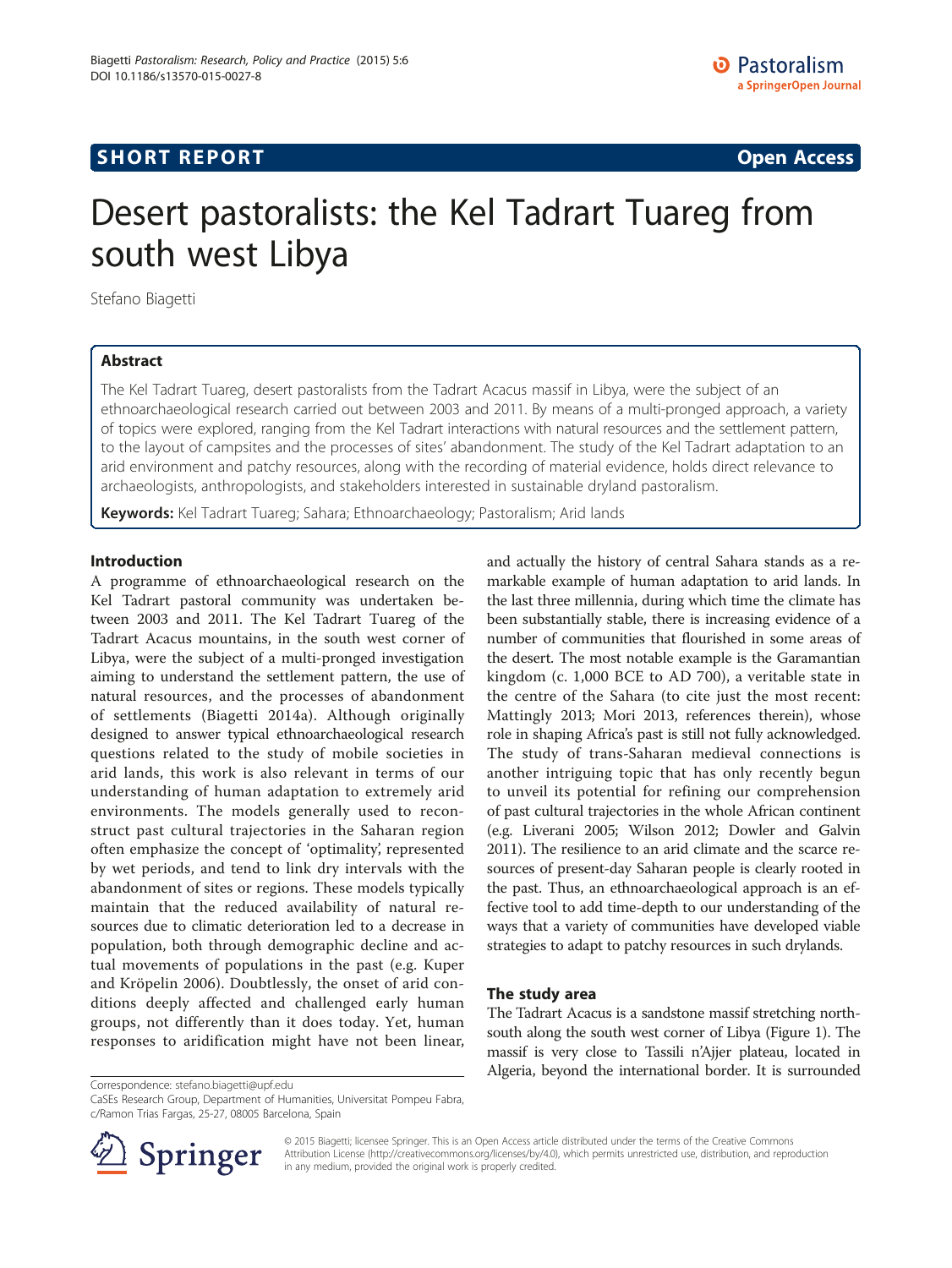SHORT REPORT

Open Access

# Desert pastoralists: the Kel Tadrart Tuareg from south west Libya

Stefano Biagetti

## Abstract

The Kel Tadrart Tuareg, desert pastoralists from the Tadrart Acacus massif in Libya, were the subject of an ethnoarchaeological research carried out between 2003 and 2011. By means of a multi-pronged approach, a variety of topics were explored, ranging from the Kel Tadrart interactions with natural resources and the settlement pattern, to the layout of campsites and the processes of sites' abandonment. The study of the Kel Tadrart adaptation to an arid environment and patchy resources, along with the recording of material evidence, holds direct relevance to archaeologists, anthropologists, and stakeholders interested in sustainable dryland pastoralism.

**Keywords:** Kel Tadrart Tuareg; Sahara; Ethnoarchaeology; Pastoralism; Arid lands

## Introduction

A programme of ethnoarchaeological research on the Kel Tadrart pastoral community was undertaken between 2003 and 2011. The Kel Tadrart Tuareg of the Tadrart Acacus mountains, in the south west corner of Libya, were the subject of a multi-pronged investigation aiming to understand the settlement pattern, the use of natural resources, and the processes of abandonment of settlements (Biagetti 2014a). Although originally designed to answer typical ethnoarchaeological research questions related to the study of mobile societies in arid lands, this work is also relevant in terms of our understanding of human adaptation to extremely arid environments. The models generally used to reconstruct past cultural trajectories in the Saharan region often emphasize the concept of 'optimality', represented by wet periods, and tend to link dry intervals with the abandonment of sites or regions. These models typically maintain that the reduced availability of natural resources due to climatic deterioration led to a decrease in population, both through demographic decline and actual movements of populations in the past (e.g. Kuper and Kröpelin 2006). Doubtlessly, the onset of arid conditions deeply affected and challenged early human groups, not differently than it does today. Yet, human responses to aridification might have not been linear, and actually the history of central Sahara stands as a remarkable example of human adaptation to arid lands. In the last three millennia, during which time the climate has been substantially stable, there is increasing evidence of a number of communities that flourished in some areas of the desert. The most notable example is the Garamantian kingdom (c. 1,000 BCE to AD 700), a veritable state in the centre of the Sahara (to cite just the most recent: Mattingly 2013; Mori 2013, references therein), whose role in shaping Africa's past is still not fully acknowledged. The study of trans-Saharan medieval connections is another intriguing topic that has only recently begun to unveil its potential for refining our comprehension of past cultural trajectories in the whole African continent (e.g. Liverani 2005; Wilson 2012; Dowler and Galvin 2011). The resilience to an arid climate and the scarce resources of present-day Saharan people is clearly rooted in the past. Thus, an ethnoarchaeological approach is an effective tool to add time-depth to our understanding of the ways that a variety of communities have developed viable strategies to adapt to patchy resources in such drylands.

## The study area

The Tadrart Acacus is a sandstone massif stretching north-south along the south west corner of Libya (Figure 1). The massif is very close to Tassili n'Ajjer plateau, located in Algeria, beyond the international border. It is surrounded

Correspondence: stefano.biagetti@upf.edu
CaSEs Research Group, Department of Humanities, Universitat Pompeu Fabra, c/Ramon Trias Fargas, 25-27, 08005 Barcelona, Spain

© 2015 Biagetti; licensee Springer. This is an Open Access article distributed under the terms of the Creative Commons Attribution License (http://creativecommons.org/licenses/by/4.0), which permits unrestricted use, distribution, and reproduction in any medium, provided the original work is properly credited.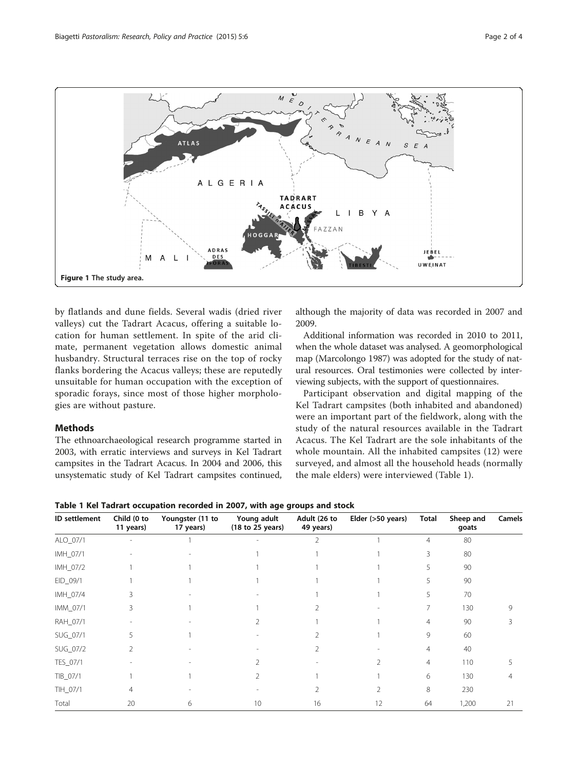Figure 1 The study area.

by flatlands and dune fields. Several wadis (dried river valleys) cut the Tadrart Acacus, offering a suitable location for human settlement. In spite of the arid climate, permanent vegetation allows domestic animal husbandry. Structural terraces rise on the top of rocky flanks bordering the Acacus valleys; these are reputedly unsuitable for human occupation with the exception of sporadic forays, since most of those higher morphologies are without pasture.

## Methods

The ethnoarchaeological research programme started in 2003, with erratic interviews and surveys in Kel Tadrart campsites in the Tadrart Acacus. In 2004 and 2006, this unsystematic study of Kel Tadrart campsites continued, although the majority of data was recorded in 2007 and 2009.

Additional information was recorded in 2010 to 2011, when the whole dataset was analysed. A geomorphological map (Marcolongo 1987) was adopted for the study of natural resources. Oral testimonies were collected by interviewing subjects, with the support of questionnaires.

Participant observation and digital mapping of the Kel Tadrart campsites (both inhabited and abandoned) were an important part of the fieldwork, along with the study of the natural resources available in the Tadrart Acacus. The Kel Tadrart are the sole inhabitants of the whole mountain. All the inhabited campsites (12) were surveyed, and almost all the household heads (normally the male elders) were interviewed (Table 1).

**Table 1 Kel Tadrart occupation recorded in 2007, with age groups and stock**

| ID settlement | Child (0 to 11 years) | Youngster (11 to 17 years) | Young adult (18 to 25 years) | Adult (26 to 49 years) | Elder (>50 years) | Total | Sheep and goats | Camels |
|---|---|---|---|---|---|---|---|---|
| ALO_07/1 | - | 1 | - | 2 | 1 | 4 | 80 | |
| IMH_07/1 | - | - | 1 | 1 | 1 | 3 | 80 | |
| IMH_07/2 | 1 | 1 | 1 | 1 | 1 | 5 | 90 | |
| EID_09/1 | 1 | 1 | 1 | 1 | 1 | 5 | 90 | |
| IMH_07/4 | 3 | - | - | 1 | 1 | 5 | 70 | |
| IMM_07/1 | 3 | 1 | 1 | 2 | - | 7 | 130 | 9 |
| RAH_07/1 | - | - | 2 | 1 | 1 | 4 | 90 | 3 |
| SUG_07/1 | 5 | 1 | - | 2 | 1 | 9 | 60 | |
| SUG_07/2 | 2 | - | - | 2 | - | 4 | 40 | |
| TES_07/1 | - | - | 2 | - | 2 | 4 | 110 | 5 |
| TIB_07/1 | 1 | 1 | 2 | 1 | 1 | 6 | 130 | 4 |
| TIH_07/1 | 4 | - | - | 2 | 2 | 8 | 230 | |
| Total | 20 | 6 | 10 | 16 | 12 | 64 | 1,200 | 21 |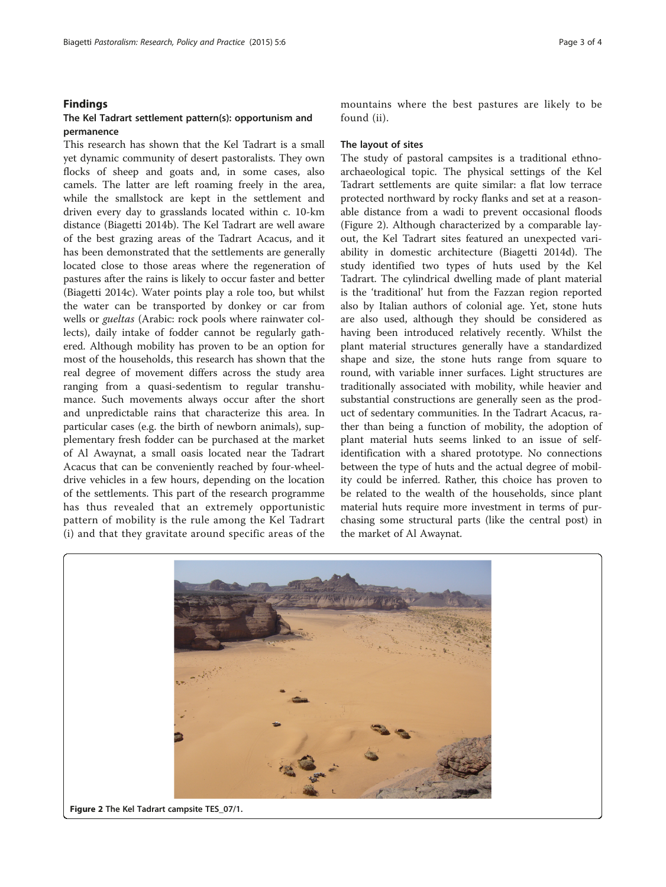## Findings

### The Kel Tadrart settlement pattern(s): opportunism and permanence

This research has shown that the Kel Tadrart is a small yet dynamic community of desert pastoralists. They own flocks of sheep and goats and, in some cases, also camels. The latter are left roaming freely in the area, while the smallstock are kept in the settlement and driven every day to grasslands located within c. 10-km distance (Biagetti 2014b). The Kel Tadrart are well aware of the best grazing areas of the Tadrart Acacus, and it has been demonstrated that the settlements are generally located close to those areas where the regeneration of pastures after the rains is likely to occur faster and better (Biagetti 2014c). Water points play a role too, but whilst the water can be transported by donkey or car from wells or *gueltas* (Arabic: rock pools where rainwater collects), daily intake of fodder cannot be regularly gathered. Although mobility has proven to be an option for most of the households, this research has shown that the real degree of movement differs across the study area ranging from a quasi-sedentism to regular transhumance. Such movements always occur after the short and unpredictable rains that characterize this area. In particular cases (e.g. the birth of newborn animals), supplementary fresh fodder can be purchased at the market of Al Awaynat, a small oasis located near the Tadrart Acacus that can be conveniently reached by four-wheel-drive vehicles in a few hours, depending on the location of the settlements. This part of the research programme has thus revealed that an extremely opportunistic pattern of mobility is the rule among the Kel Tadrart (i) and that they gravitate around specific areas of the mountains where the best pastures are likely to be found (ii).

### The layout of sites

The study of pastoral campsites is a traditional ethnoarchaeological topic. The physical settings of the Kel Tadrart settlements are quite similar: a flat low terrace protected northward by rocky flanks and set at a reasonable distance from a wadi to prevent occasional floods (Figure 2). Although characterized by a comparable layout, the Kel Tadrart sites featured an unexpected variability in domestic architecture (Biagetti 2014d). The study identified two types of huts used by the Kel Tadrart. The cylindrical dwelling made of plant material is the 'traditional' hut from the Fazzan region reported also by Italian authors of colonial age. Yet, stone huts are also used, although they should be considered as having been introduced relatively recently. Whilst the plant material structures generally have a standardized shape and size, the stone huts range from square to round, with variable inner surfaces. Light structures are traditionally associated with mobility, while heavier and substantial constructions are generally seen as the product of sedentary communities. In the Tadrart Acacus, rather than being a function of mobility, the adoption of plant material huts seems linked to an issue of self-identification with a shared prototype. No connections between the type of huts and the actual degree of mobility could be inferred. Rather, this choice has proven to be related to the wealth of the households, since plant material huts require more investment in terms of purchasing some structural parts (like the central post) in the market of Al Awaynat.

**Figure 2** The Kel Tadrart campsite TES_07/1.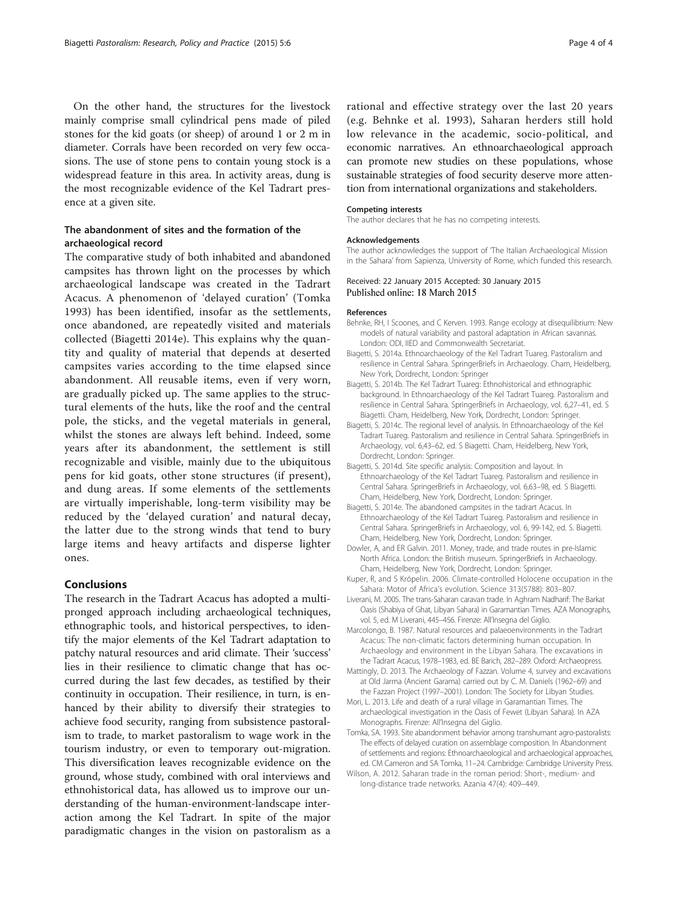On the other hand, the structures for the livestock mainly comprise small cylindrical pens made of piled stones for the kid goats (or sheep) of around 1 or 2 m in diameter. Corrals have been recorded on very few occasions. The use of stone pens to contain young stock is a widespread feature in this area. In activity areas, dung is the most recognizable evidence of the Kel Tadrart presence at a given site.

### The abandonment of sites and the formation of the archaeological record

The comparative study of both inhabited and abandoned campsites has thrown light on the processes by which archaeological landscape was created in the Tadrart Acacus. A phenomenon of 'delayed curation' (Tomka 1993) has been identified, insofar as the settlements, once abandoned, are repeatedly visited and materials collected (Biagetti 2014e). This explains why the quantity and quality of material that depends at deserted campsites varies according to the time elapsed since abandonment. All reusable items, even if very worn, are gradually picked up. The same applies to the structural elements of the huts, like the roof and the central pole, the sticks, and the vegetal materials in general, whilst the stones are always left behind. Indeed, some years after its abandonment, the settlement is still recognizable and visible, mainly due to the ubiquitous pens for kid goats, other stone structures (if present), and dung areas. If some elements of the settlements are virtually imperishable, long-term visibility may be reduced by the 'delayed curation' and natural decay, the latter due to the strong winds that tend to bury large items and heavy artifacts and disperse lighter ones.

## Conclusions

The research in the Tadrart Acacus has adopted a multipronged approach including archaeological techniques, ethnographic tools, and historical perspectives, to identify the major elements of the Kel Tadrart adaptation to patchy natural resources and arid climate. Their 'success' lies in their resilience to climatic change that has occurred during the last few decades, as testified by their continuity in occupation. Their resilience, in turn, is enhanced by their ability to diversify their strategies to achieve food security, ranging from subsistence pastoralism to trade, to market pastoralism to wage work in the tourism industry, or even to temporary out-migration. This diversification leaves recognizable evidence on the ground, whose study, combined with oral interviews and ethnohistorical data, has allowed us to improve our understanding of the human-environment-landscape interaction among the Kel Tadrart. In spite of the major paradigmatic changes in the vision on pastoralism as a rational and effective strategy over the last 20 years (e.g. Behnke et al. 1993), Saharan herders still hold low relevance in the academic, socio-political, and economic narratives. An ethnoarchaeological approach can promote new studies on these populations, whose sustainable strategies of food security deserve more attention from international organizations and stakeholders.

#### Competing interests

The author declares that he has no competing interests.

#### Acknowledgements

The author acknowledges the support of 'The Italian Archaeological Mission in the Sahara' from Sapienza, University of Rome, which funded this research.

Received: 22 January 2015 Accepted: 30 January 2015
Published online: 18 March 2015

#### References

Behnke, RH, I Scoones, and C Kerven. 1993. Range ecology at disequilibrium: New models of natural variability and pastoral adaptation in African savannas. London: ODI, IIED and Commonwealth Secretariat.

Biagetti, S. 2014a. Ethnoarchaeology of the Kel Tadrart Tuareg. Pastoralism and resilience in Central Sahara. SpringerBriefs in Archaeology. Cham, Heidelberg, New York, Dordrecht, London: Springer

Biagetti, S. 2014b. The Kel Tadrart Tuareg: Ethnohistorical and ethnographic background. In Ethnoarchaeology of the Kel Tadrart Tuareg. Pastoralism and resilience in Central Sahara. SpringerBriefs in Archaeology, vol. 6,27–41, ed. S Biagetti. Cham, Heidelberg, New York, Dordrecht, London: Springer.

Biagetti, S. 2014c. The regional level of analysis. In Ethnoarchaeology of the Kel Tadrart Tuareg. Pastoralism and resilience in Central Sahara. SpringerBriefs in Archaeology, vol. 6,43–62, ed. S Biagetti. Cham, Heidelberg, New York, Dordrecht, London: Springer.

Biagetti, S. 2014d. Site specific analysis: Composition and layout. In Ethnoarchaeology of the Kel Tadrart Tuareg. Pastoralism and resilience in Central Sahara. SpringerBriefs in Archaeology, vol. 6,63–98, ed. S Biagetti. Cham, Heidelberg, New York, Dordrecht, London: Springer.

Biagetti, S. 2014e. The abandoned campsites in the tadrart Acacus. In Ethnoarchaeology of the Kel Tadrart Tuareg. Pastoralism and resilience in Central Sahara. SpringerBriefs in Archaeology, vol. 6, 99-142, ed. S Biagetti. Cham, Heidelberg, New York, Dordrecht, London: Springer.

Dowler, A, and ER Galvin. 2011. Money, trade, and trade routes in pre-Islamic North Africa. London: the British museum. SpringerBriefs in Archaeology. Cham, Heidelberg, New York, Dordrecht, London: Springer.

Kuper, R, and S Kröpelin. 2006. Climate-controlled Holocene occupation in the Sahara: Motor of Africa's evolution. Science 313(5788): 803–807.

Liverani, M. 2005. The trans-Saharan caravan trade. In Aghram Nadharif: The Barkat Oasis (Shabiya of Ghat, Libyan Sahara) in Garamantian Times. AZA Monographs, vol. 5, ed. M Liverani, 445–456. Firenze: All'Insegna del Giglio.

Marcolongo, B. 1987. Natural resources and palaeoenvironments in the Tadrart Acacus: The non-climatic factors determining human occupation. In Archaeology and environment in the Libyan Sahara. The excavations in the Tadrart Acacus, 1978–1983, ed. BE Barich, 282–289. Oxford: Archaeopress.

Mattingly, D. 2013. The Archaeology of Fazzan. Volume 4, survey and excavations at Old Jarma (Ancient Garama) carried out by C. M. Daniels (1962–69) and the Fazzan Project (1997–2001). London: The Society for Libyan Studies.

Mori, L. 2013. Life and death of a rural village in Garamantian Times. The archaeological investigation in the Oasis of Fewet (Libyan Sahara). In AZA Monographs. Firenze: All'Insegna del Giglio.

Tomka, SA. 1993. Site abandonment behavior among transhumant agro-pastoralists: The effects of delayed curation on assemblage composition. In Abandonment of settlements and regions: Ethnoarchaeological and archaeological approaches, ed. CM Cameron and SA Tomka, 11–24. Cambridge: Cambridge University Press.

Wilson, A. 2012. Saharan trade in the roman period: Short-, medium- and long-distance trade networks. Azania 47(4): 409–449.